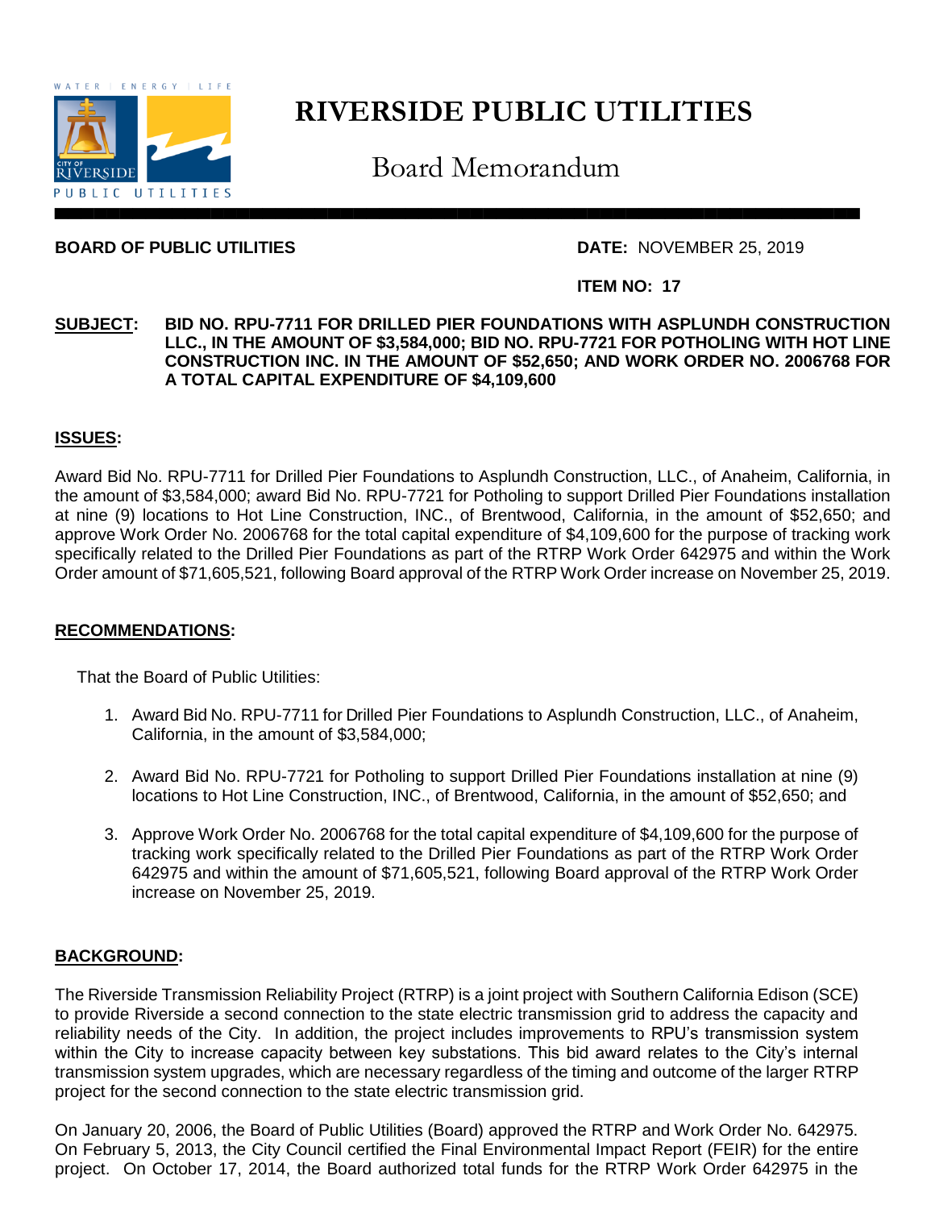# RIVERSIDE PUBLIC UTILITIES

## Board Memorandum

**BOARD OF PUBLIC UTILITIES** **DATE:** NOVEMBER 25, 2019

**ITEM NO: 17**

**SUBJECT: BID NO. RPU-7711 FOR DRILLED PIER FOUNDATIONS WITH ASPLUNDH CONSTRUCTION LLC., IN THE AMOUNT OF $3,584,000; BID NO. RPU-7721 FOR POTHOLING WITH HOT LINE CONSTRUCTION INC. IN THE AMOUNT OF $52,650; AND WORK ORDER NO. 2006768 FOR A TOTAL CAPITAL EXPENDITURE OF $4,109,600**

### ISSUES:

Award Bid No. RPU-7711 for Drilled Pier Foundations to Asplundh Construction, LLC., of Anaheim, California, in the amount of $3,584,000; award Bid No. RPU-7721 for Potholing to support Drilled Pier Foundations installation at nine (9) locations to Hot Line Construction, INC., of Brentwood, California, in the amount of $52,650; and approve Work Order No. 2006768 for the total capital expenditure of $4,109,600 for the purpose of tracking work specifically related to the Drilled Pier Foundations as part of the RTRP Work Order 642975 and within the Work Order amount of $71,605,521, following Board approval of the RTRP Work Order increase on November 25, 2019.

### RECOMMENDATIONS:

That the Board of Public Utilities:

1. Award Bid No. RPU-7711 for Drilled Pier Foundations to Asplundh Construction, LLC., of Anaheim, California, in the amount of $3,584,000;
2. Award Bid No. RPU-7721 for Potholing to support Drilled Pier Foundations installation at nine (9) locations to Hot Line Construction, INC., of Brentwood, California, in the amount of $52,650; and
3. Approve Work Order No. 2006768 for the total capital expenditure of $4,109,600 for the purpose of tracking work specifically related to the Drilled Pier Foundations as part of the RTRP Work Order 642975 and within the amount of $71,605,521, following Board approval of the RTRP Work Order increase on November 25, 2019.

### BACKGROUND:

The Riverside Transmission Reliability Project (RTRP) is a joint project with Southern California Edison (SCE) to provide Riverside a second connection to the state electric transmission grid to address the capacity and reliability needs of the City. In addition, the project includes improvements to RPU's transmission system within the City to increase capacity between key substations. This bid award relates to the City's internal transmission system upgrades, which are necessary regardless of the timing and outcome of the larger RTRP project for the second connection to the state electric transmission grid.

On January 20, 2006, the Board of Public Utilities (Board) approved the RTRP and Work Order No. 642975. On February 5, 2013, the City Council certified the Final Environmental Impact Report (FEIR) for the entire project. On October 17, 2014, the Board authorized total funds for the RTRP Work Order 642975 in the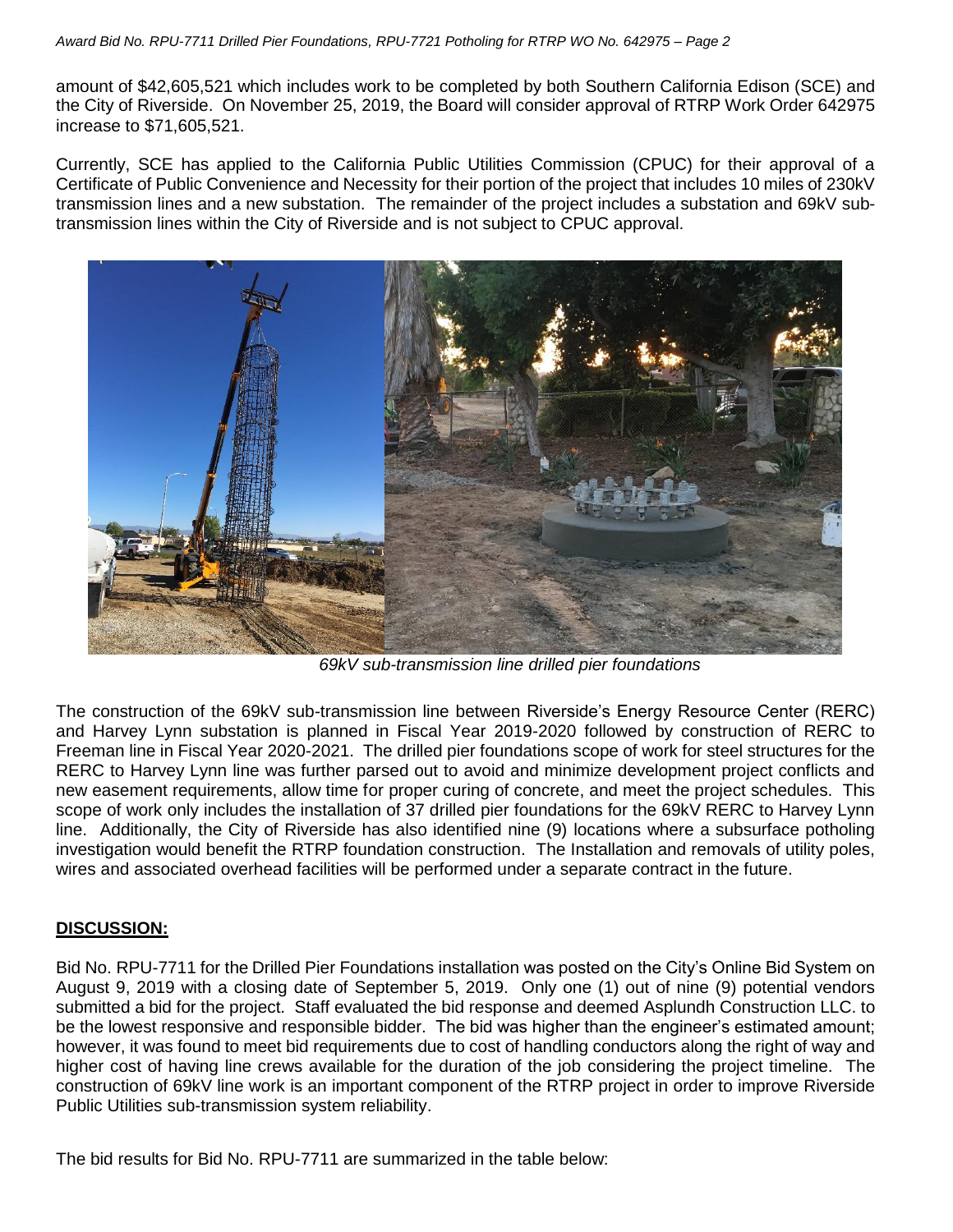amount of $42,605,521 which includes work to be completed by both Southern California Edison (SCE) and the City of Riverside. On November 25, 2019, the Board will consider approval of RTRP Work Order 642975 increase to $71,605,521.

Currently, SCE has applied to the California Public Utilities Commission (CPUC) for their approval of a Certificate of Public Convenience and Necessity for their portion of the project that includes 10 miles of 230kV transmission lines and a new substation. The remainder of the project includes a substation and 69kV sub-transmission lines within the City of Riverside and is not subject to CPUC approval.

*69kV sub-transmission line drilled pier foundations*

The construction of the 69kV sub-transmission line between Riverside's Energy Resource Center (RERC) and Harvey Lynn substation is planned in Fiscal Year 2019-2020 followed by construction of RERC to Freeman line in Fiscal Year 2020-2021. The drilled pier foundations scope of work for steel structures for the RERC to Harvey Lynn line was further parsed out to avoid and minimize development project conflicts and new easement requirements, allow time for proper curing of concrete, and meet the project schedules. This scope of work only includes the installation of 37 drilled pier foundations for the 69kV RERC to Harvey Lynn line. Additionally, the City of Riverside has also identified nine (9) locations where a subsurface potholing investigation would benefit the RTRP foundation construction. The Installation and removals of utility poles, wires and associated overhead facilities will be performed under a separate contract in the future.

## DISCUSSION:

Bid No. RPU-7711 for the Drilled Pier Foundations installation was posted on the City's Online Bid System on August 9, 2019 with a closing date of September 5, 2019. Only one (1) out of nine (9) potential vendors submitted a bid for the project. Staff evaluated the bid response and deemed Asplundh Construction LLC. to be the lowest responsive and responsible bidder. The bid was higher than the engineer's estimated amount; however, it was found to meet bid requirements due to cost of handling conductors along the right of way and higher cost of having line crews available for the duration of the job considering the project timeline. The construction of 69kV line work is an important component of the RTRP project in order to improve Riverside Public Utilities sub-transmission system reliability.

The bid results for Bid No. RPU-7711 are summarized in the table below: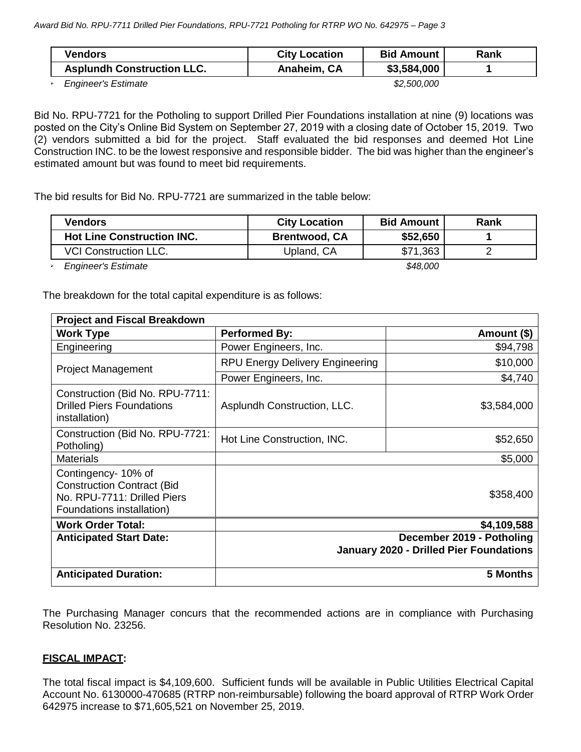| Vendors | City Location | Bid Amount | Rank |
|---|---|---|---|
| **Asplundh Construction LLC.** | **Anaheim, CA** | **$3,584,000** | **1** |

- *Engineer's Estimate* *$2,500,000*

Bid No. RPU-7721 for the Potholing to support Drilled Pier Foundations installation at nine (9) locations was posted on the City's Online Bid System on September 27, 2019 with a closing date of October 15, 2019. Two (2) vendors submitted a bid for the project. Staff evaluated the bid responses and deemed Hot Line Construction INC. to be the lowest responsive and responsible bidder. The bid was higher than the engineer's estimated amount but was found to meet bid requirements.

The bid results for Bid No. RPU-7721 are summarized in the table below:

| Vendors | City Location | Bid Amount | Rank |
|---|---|---|---|
| **Hot Line Construction INC.** | **Brentwood, CA** | **$52,650** | **1** |
| VCI Construction LLC. | Upland, CA | $71,363 | 2 |

- *Engineer's Estimate* *$48,000*

The breakdown for the total capital expenditure is as follows:

| **Project and Fiscal Breakdown** | | |
|---|---|---|
| **Work Type** | **Performed By:** | **Amount ($)** |
| Engineering | Power Engineers, Inc. | $94,798 |
| Project Management | RPU Energy Delivery Engineering | $10,000 |
| | Power Engineers, Inc. | $4,740 |
| Construction (Bid No. RPU-7711: Drilled Piers Foundations installation) | Asplundh Construction, LLC. | $3,584,000 |
| Construction (Bid No. RPU-7721: Potholing) | Hot Line Construction, INC. | $52,650 |
| Materials | | $5,000 |
| Contingency- 10% of Construction Contract (Bid No. RPU-7711: Drilled Piers Foundations installation) | | $358,400 |
| **Work Order Total:** | | **$4,109,588** |
| **Anticipated Start Date:** | | **December 2019 - Potholing<br>January 2020 - Drilled Pier Foundations** |
| **Anticipated Duration:** | | **5 Months** |

The Purchasing Manager concurs that the recommended actions are in compliance with Purchasing Resolution No. 23256.

## **FISCAL IMPACT:**

The total fiscal impact is $4,109,600. Sufficient funds will be available in Public Utilities Electrical Capital Account No. 6130000-470685 (RTRP non-reimbursable) following the board approval of RTRP Work Order 642975 increase to $71,605,521 on November 25, 2019.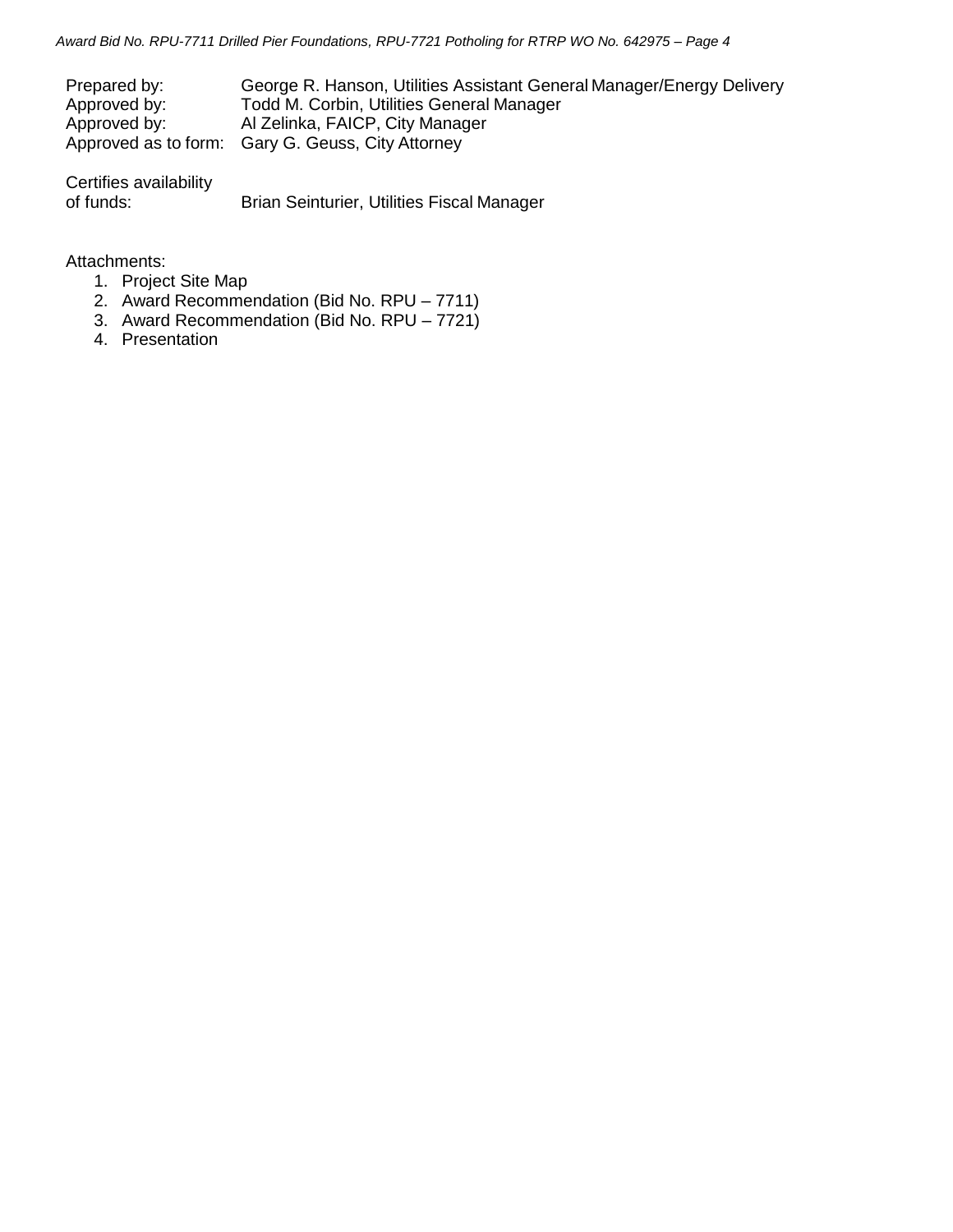| | |
|---|---|
| Prepared by: | George R. Hanson, Utilities Assistant General Manager/Energy Delivery |
| Approved by: | Todd M. Corbin, Utilities General Manager |
| Approved by: | Al Zelinka, FAICP, City Manager |
| Approved as to form: | Gary G. Geuss, City Attorney |
| Certifies availability of funds: | Brian Seinturier, Utilities Fiscal Manager |

Attachments:

1. Project Site Map
2. Award Recommendation (Bid No. RPU – 7711)
3. Award Recommendation (Bid No. RPU – 7721)
4. Presentation